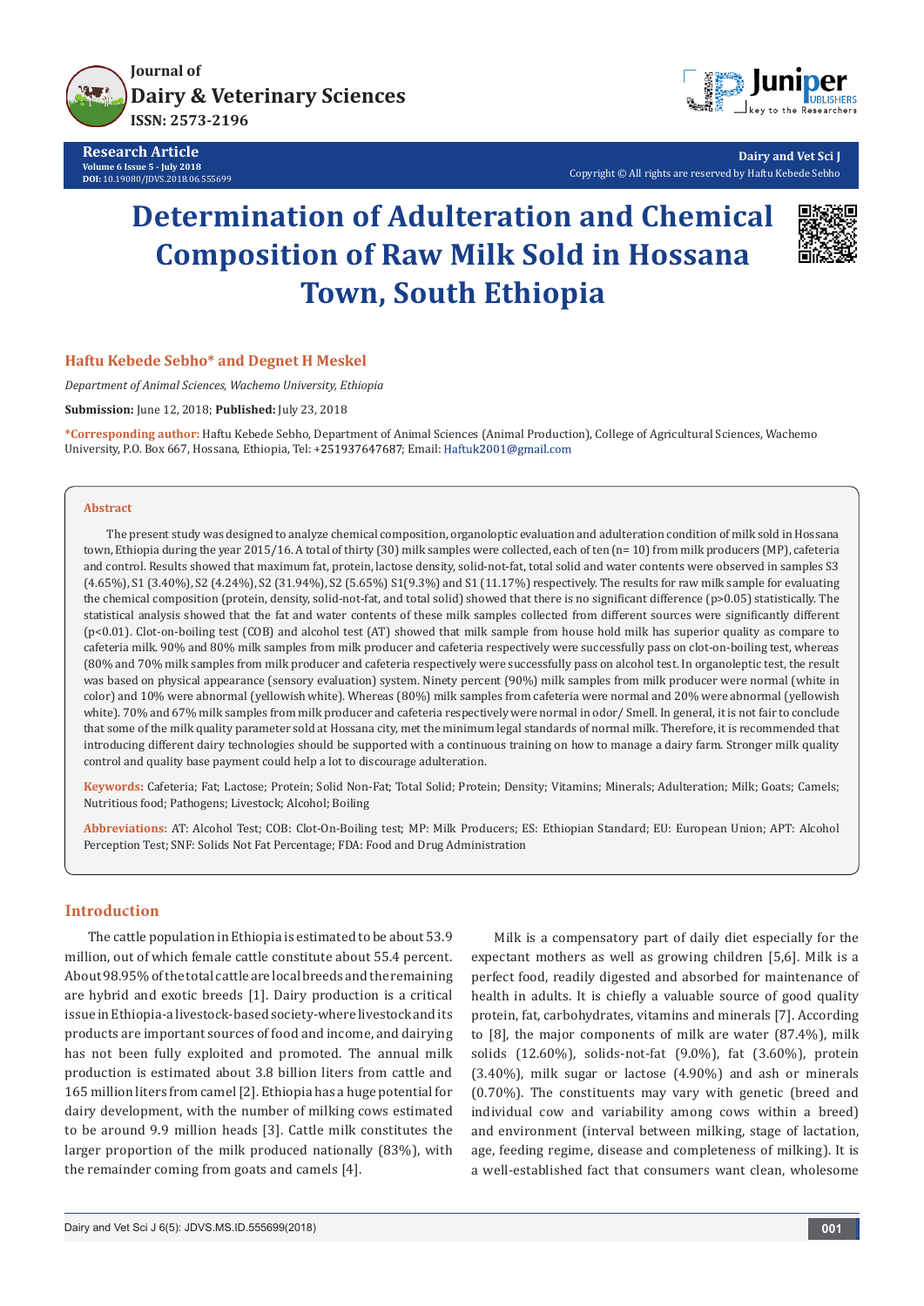# Determination of Adulteration and Chemical Composition of Raw Milk Sold in Hossana Town, South Ethiopia

**Haftu Kebede Sebho* and Degnet H Meskel**

*Department of Animal Sciences, Wachemo University, Ethiopia*

**Submission:** June 12, 2018; **Published:** July 23, 2018

***Corresponding author:** Haftu Kebede Sebho, Department of Animal Sciences (Animal Production), College of Agricultural Sciences, Wachemo University, P.O. Box 667, Hossana, Ethiopia, Tel: +251937647687; Email: Haftuk2001@gmail.com

## Abstract

The present study was designed to analyze chemical composition, organoloptic evaluation and adulteration condition of milk sold in Hossana town, Ethiopia during the year 2015/16. A total of thirty (30) milk samples were collected, each of ten (n= 10) from milk producers (MP), cafeteria and control. Results showed that maximum fat, protein, lactose density, solid-not-fat, total solid and water contents were observed in samples S3 (4.65%), S1 (3.40%), S2 (4.24%), S2 (31.94%), S2 (5.65%) S1(9.3%) and S1 (11.17%) respectively. The results for raw milk sample for evaluating the chemical composition (protein, density, solid-not-fat, and total solid) showed that there is no significant difference ($p>0.05$) statistically. The statistical analysis showed that the fat and water contents of these milk samples collected from different sources were significantly different ($p<0.01$). Clot-on-boiling test (COB) and alcohol test (AT) showed that milk sample from house hold milk has superior quality as compare to cafeteria milk. 90% and 80% milk samples from milk producer and cafeteria respectively were successfully pass on clot-on-boiling test, whereas (80% and 70% milk samples from milk producer and cafeteria respectively were successfully pass on alcohol test. In organoleptic test, the result was based on physical appearance (sensory evaluation) system. Ninety percent (90%) milk samples from milk producer were normal (white in color) and 10% were abnormal (yellowish white). Whereas (80%) milk samples from cafeteria were normal and 20% were abnormal (yellowish white). 70% and 67% milk samples from milk producer and cafeteria respectively were normal in odor/ Smell. In general, it is not fair to conclude that some of the milk quality parameter sold at Hossana city, met the minimum legal standards of normal milk. Therefore, it is recommended that introducing different dairy technologies should be supported with a continuous training on how to manage a dairy farm. Stronger milk quality control and quality base payment could help a lot to discourage adulteration.

**Keywords:** Cafeteria; Fat; Lactose; Protein; Solid Non-Fat; Total Solid; Protein; Density; Vitamins; Minerals; Adulteration; Milk; Goats; Camels; Nutritious food; Pathogens; Livestock; Alcohol; Boiling

**Abbreviations:** AT: Alcohol Test; COB: Clot-On-Boiling test; MP: Milk Producers; ES: Ethiopian Standard; EU: European Union; APT: Alcohol Perception Test; SNF: Solids Not Fat Percentage; FDA: Food and Drug Administration

## Introduction

The cattle population in Ethiopia is estimated to be about 53.9 million, out of which female cattle constitute about 55.4 percent. About 98.95% of the total cattle are local breeds and the remaining are hybrid and exotic breeds [1]. Dairy production is a critical issue in Ethiopia-a livestock-based society-where livestock and its products are important sources of food and income, and dairying has not been fully exploited and promoted. The annual milk production is estimated about 3.8 billion liters from cattle and 165 million liters from camel [2]. Ethiopia has a huge potential for dairy development, with the number of milking cows estimated to be around 9.9 million heads [3]. Cattle milk constitutes the larger proportion of the milk produced nationally (83%), with the remainder coming from goats and camels [4].

Milk is a compensatory part of daily diet especially for the expectant mothers as well as growing children [5,6]. Milk is a perfect food, readily digested and absorbed for maintenance of health in adults. It is chiefly a valuable source of good quality protein, fat, carbohydrates, vitamins and minerals [7]. According to [8], the major components of milk are water (87.4%), milk solids (12.60%), solids-not-fat (9.0%), fat (3.60%), protein (3.40%), milk sugar or lactose (4.90%) and ash or minerals (0.70%). The constituents may vary with genetic (breed and individual cow and variability among cows within a breed) and environment (interval between milking, stage of lactation, age, feeding regime, disease and completeness of milking). It is a well-established fact that consumers want clean, wholesome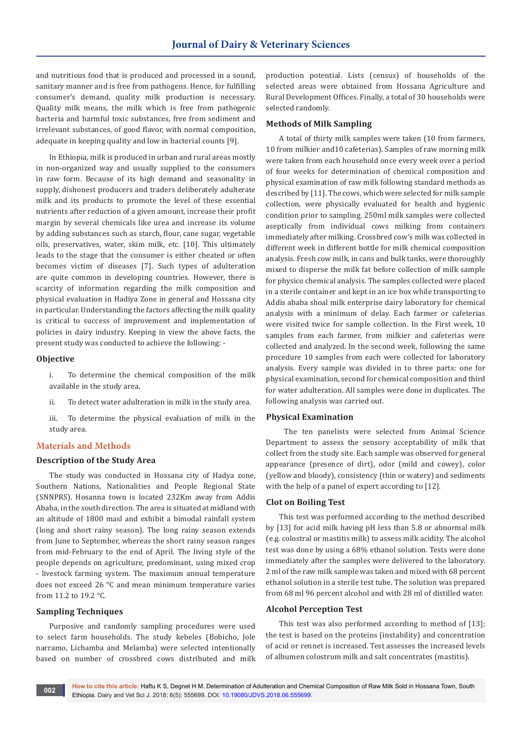and nutritious food that is produced and processed in a sound, sanitary manner and is free from pathogens. Hence, for fulfilling consumer's demand, quality milk production is necessary. Quality milk means, the milk which is free from pathogenic bacteria and harmful toxic substances, free from sediment and irrelevant substances, of good flavor, with normal composition, adequate in keeping quality and low in bacterial counts [9].

In Ethiopia, milk is produced in urban and rural areas mostly in non-organized way and usually supplied to the consumers in raw form. Because of its high demand and seasonality in supply, dishonest producers and traders deliberately adulterate milk and its products to promote the level of these essential nutrients after reduction of a given amount, increase their profit margin by several chemicals like urea and increase its volume by adding substances such as starch, flour, cane sugar, vegetable oils, preservatives, water, skim milk, etc. [10]. This ultimately leads to the stage that the consumer is either cheated or often becomes victim of diseases [7]. Such types of adulteration are quite common in developing countries. However, there is scarcity of information regarding the milk composition and physical evaluation in Hadiya Zone in general and Hossana city in particular. Understanding the factors affecting the milk quality is critical to success of improvement and implementation of policies in dairy industry. Keeping in view the above facts, the present study was conducted to achieve the following: -

### Objective

i. To determine the chemical composition of the milk available in the study area.

ii. To detect water adulteration in milk in the study area.

iii. To determine the physical evaluation of milk in the study area.

## Materials and Methods

### Description of the Study Area

The study was conducted in Hossana city of Hadya zone, Southern Nations, Nationalities and People Regional State (SNNPRS). Hosanna town is located 232Km away from Addis Ababa, in the south direction. The area is situated at midland with an altitude of 1800 masl and exhibit a bimodal rainfall system (long and short rainy season). The long rainy season extends from June to September, whereas the short rainy season ranges from mid-February to the end of April. The living style of the people depends on agriculture, predominant, using mixed crop - livestock farming system. The maximum annual temperature does not exceed 26 °C and mean minimum temperature varies from 11.2 to 19.2 °C.

### Sampling Techniques

Purposive and randomly sampling procedures were used to select farm households. The study kebeles (Bobicho, Jole narramo, Lichamba and Melamba) were selected intentionally based on number of crossbred cows distributed and milk production potential. Lists (census) of households of the selected areas were obtained from Hossana Agriculture and Rural Development Offices. Finally, a total of 30 households were selected randomly.

### Methods of Milk Sampling

A total of thirty milk samples were taken (10 from farmers, 10 from milkier and10 cafeterias). Samples of raw morning milk were taken from each household once every week over a period of four weeks for determination of chemical composition and physical examination of raw milk following standard methods as described by [11]. The cows, which were selected for milk sample collection, were physically evaluated for health and hygienic condition prior to sampling. 250ml milk samples were collected aseptically from individual cows milking from containers immediately after milking. Crossbred cow's milk was collected in different week in different bottle for milk chemical composition analysis. Fresh cow milk, in cans and bulk tanks, were thoroughly mixed to disperse the milk fat before collection of milk sample for physico chemical analysis. The samples collected were placed in a sterile container and kept in an ice box while transporting to Addis ababa shoal milk enterprise dairy laboratory for chemical analysis with a minimum of delay. Each farmer or cafeterias were visited twice for sample collection. In the First week, 10 samples from each farmer, from milkier and cafeterias were collected and analyzed. In the second week, following the same procedure 10 samples from each were collected for laboratory analysis. Every sample was divided in to three parts: one for physical examination, second for chemical composition and third for water adulteration. All samples were done in duplicates. The following analysis was carried out.

### Physical Examination

The ten panelists were selected from Animal Science Department to assess the sensory acceptability of milk that collect from the study site. Each sample was observed for general appearance (presence of dirt), odor (mild and cowey), color (yellow and bloody), consistency (thin or watery) and sediments with the help of a panel of expert according to [12].

### Clot on Boiling Test

This test was performed according to the method described by [13] for acid milk having pH less than 5.8 or abnormal milk (e.g. colostral or mastitis milk) to assess milk acidity. The alcohol test was done by using a 68% ethanol solution. Tests were done immediately after the samples were delivered to the laboratory. 2 ml of the raw milk sample was taken and mixed with 68 percent ethanol solution in a sterile test tube. The solution was prepared from 68 ml 96 percent alcohol and with 28 ml of distilled water.

### Alcohol Perception Test

This test was also performed according to method of [13]; the test is based on the proteins (instability) and concentration of acid or rennet is increased. Test assesses the increased levels of albumen colostrum milk and salt concentrates (mastitis).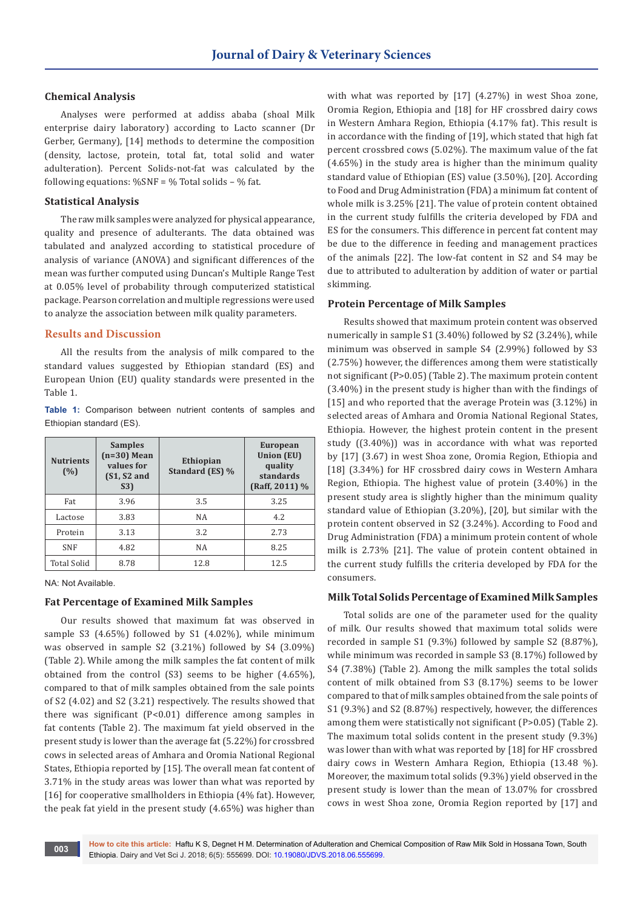## Chemical Analysis

Analyses were performed at addiss ababa (shoal Milk enterprise dairy laboratory) according to Lacto scanner (Dr Gerber, Germany), [14] methods to determine the composition (density, lactose, protein, total fat, total solid and water adulteration). Percent Solids-not-fat was calculated by the following equations: %SNF = % Total solids – % fat.

## Statistical Analysis

The raw milk samples were analyzed for physical appearance, quality and presence of adulterants. The data obtained was tabulated and analyzed according to statistical procedure of analysis of variance (ANOVA) and significant differences of the mean was further computed using Duncan's Multiple Range Test at 0.05% level of probability through computerized statistical package. Pearson correlation and multiple regressions were used to analyze the association between milk quality parameters.

## Results and Discussion

All the results from the analysis of milk compared to the standard values suggested by Ethiopian standard (ES) and European Union (EU) quality standards were presented in the Table 1.

**Table 1:** Comparison between nutrient contents of samples and Ethiopian standard (ES).

| Nutrients (%) | Samples (n=30) Mean values for (S1, S2 and S3) | Ethiopian Standard (ES) % | European Union (EU) quality standards (Raff, 2011) % |
|---|---|---|---|
| Fat | 3.96 | 3.5 | 3.25 |
| Lactose | 3.83 | NA | 4.2 |
| Protein | 3.13 | 3.2 | 2.73 |
| SNF | 4.82 | NA | 8.25 |
| Total Solid | 8.78 | 12.8 | 12.5 |

NA: Not Available.

## Fat Percentage of Examined Milk Samples

Our results showed that maximum fat was observed in sample S3 (4.65%) followed by S1 (4.02%), while minimum was observed in sample S2 (3.21%) followed by S4 (3.09%) (Table 2). While among the milk samples the fat content of milk obtained from the control (S3) seems to be higher (4.65%), compared to that of milk samples obtained from the sale points of S2 (4.02) and S2 (3.21) respectively. The results showed that there was significant ($P<0.01$) difference among samples in fat contents (Table 2). The maximum fat yield observed in the present study is lower than the average fat (5.22%) for crossbred cows in selected areas of Amhara and Oromia National Regional States, Ethiopia reported by [15]. The overall mean fat content of 3.71% in the study areas was lower than what was reported by [16] for cooperative smallholders in Ethiopia (4% fat). However, the peak fat yield in the present study (4.65%) was higher than with what was reported by [17] (4.27%) in west Shoa zone, Oromia Region, Ethiopia and [18] for HF crossbred dairy cows in Western Amhara Region, Ethiopia (4.17% fat). This result is in accordance with the finding of [19], which stated that high fat percent crossbred cows (5.02%). The maximum value of the fat (4.65%) in the study area is higher than the minimum quality standard value of Ethiopian (ES) value (3.50%), [20]. According to Food and Drug Administration (FDA) a minimum fat content of whole milk is 3.25% [21]. The value of protein content obtained in the current study fulfills the criteria developed by FDA and ES for the consumers. This difference in percent fat content may be due to the difference in feeding and management practices of the animals [22]. The low-fat content in S2 and S4 may be due to attributed to adulteration by addition of water or partial skimming.

## Protein Percentage of Milk Samples

Results showed that maximum protein content was observed numerically in sample S1 (3.40%) followed by S2 (3.24%), while minimum was observed in sample S4 (2.99%) followed by S3 (2.75%) however, the differences among them were statistically not significant ($P>0.05$) (Table 2). The maximum protein content (3.40%) in the present study is higher than with the findings of [15] and who reported that the average Protein was (3.12%) in selected areas of Amhara and Oromia National Regional States, Ethiopia. However, the highest protein content in the present study ((3.40%)) was in accordance with what was reported by [17] (3.67) in west Shoa zone, Oromia Region, Ethiopia and [18] (3.34%) for HF crossbred dairy cows in Western Amhara Region, Ethiopia. The highest value of protein (3.40%) in the present study area is slightly higher than the minimum quality standard value of Ethiopian (3.20%), [20], but similar with the protein content observed in S2 (3.24%). According to Food and Drug Administration (FDA) a minimum protein content of whole milk is 2.73% [21]. The value of protein content obtained in the current study fulfills the criteria developed by FDA for the consumers.

## Milk Total Solids Percentage of Examined Milk Samples

Total solids are one of the parameter used for the quality of milk. Our results showed that maximum total solids were recorded in sample S1 (9.3%) followed by sample S2 (8.87%), while minimum was recorded in sample S3 (8.17%) followed by S4 (7.38%) (Table 2). Among the milk samples the total solids content of milk obtained from S3 (8.17%) seems to be lower compared to that of milk samples obtained from the sale points of S1 (9.3%) and S2 (8.87%) respectively, however, the differences among them were statistically not significant ($P>0.05$) (Table 2). The maximum total solids content in the present study (9.3%) was lower than with what was reported by [18] for HF crossbred dairy cows in Western Amhara Region, Ethiopia (13.48 %). Moreover, the maximum total solids (9.3%) yield observed in the present study is lower than the mean of 13.07% for crossbred cows in west Shoa zone, Oromia Region reported by [17] and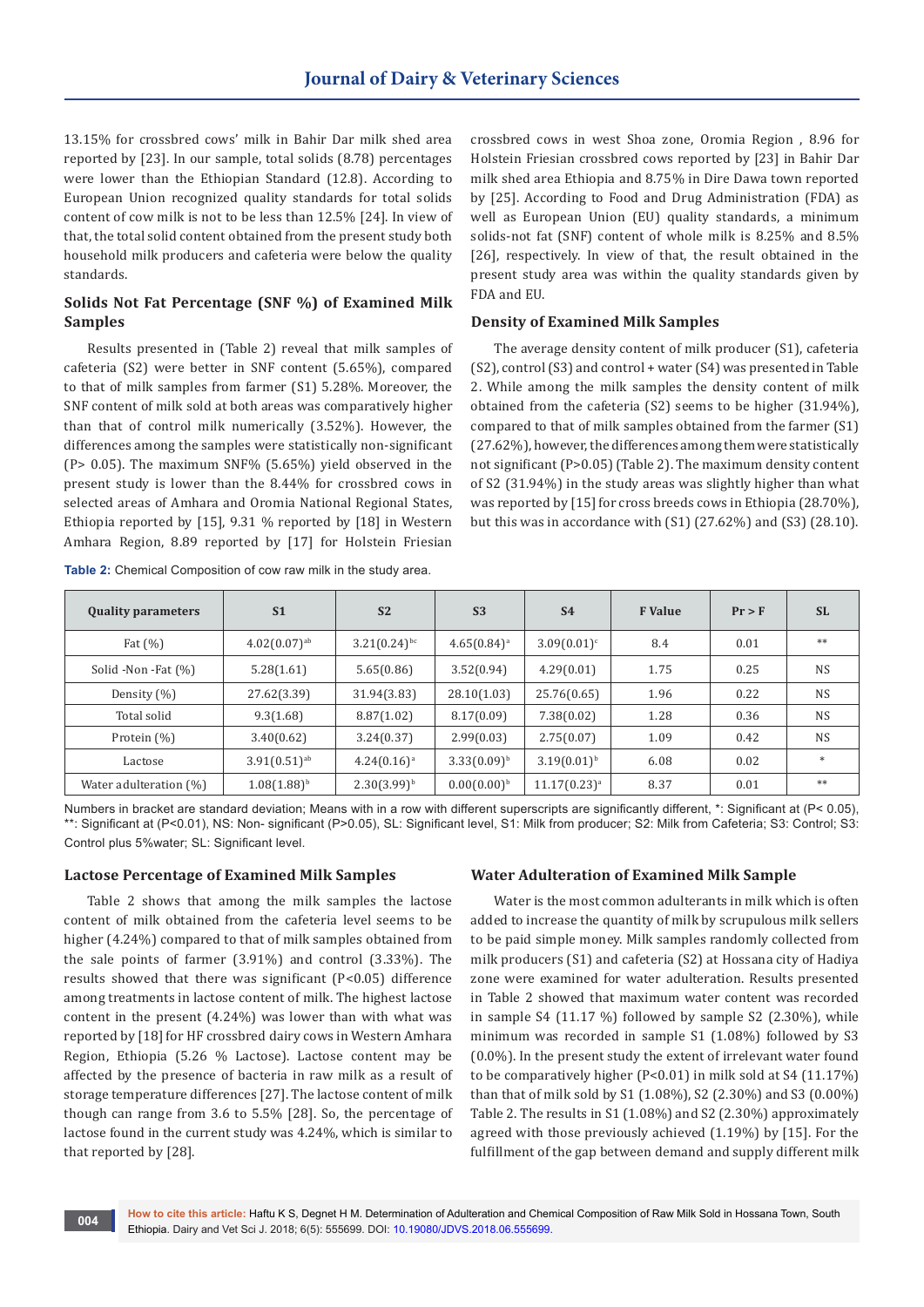13.15% for crossbred cows' milk in Bahir Dar milk shed area reported by [23]. In our sample, total solids (8.78) percentages were lower than the Ethiopian Standard (12.8). According to European Union recognized quality standards for total solids content of cow milk is not to be less than 12.5% [24]. In view of that, the total solid content obtained from the present study both household milk producers and cafeteria were below the quality standards.

### Solids Not Fat Percentage (SNF %) of Examined Milk Samples

Results presented in (Table 2) reveal that milk samples of cafeteria (S2) were better in SNF content (5.65%), compared to that of milk samples from farmer (S1) 5.28%. Moreover, the SNF content of milk sold at both areas was comparatively higher than that of control milk numerically (3.52%). However, the differences among the samples were statistically non-significant (P> 0.05). The maximum SNF% (5.65%) yield observed in the present study is lower than the 8.44% for crossbred cows in selected areas of Amhara and Oromia National Regional States, Ethiopia reported by [15], 9.31 % reported by [18] in Western Amhara Region, 8.89 reported by [17] for Holstein Friesian crossbred cows in west Shoa zone, Oromia Region , 8.96 for Holstein Friesian crossbred cows reported by [23] in Bahir Dar milk shed area Ethiopia and 8.75% in Dire Dawa town reported by [25]. According to Food and Drug Administration (FDA) as well as European Union (EU) quality standards, a minimum solids-not fat (SNF) content of whole milk is 8.25% and 8.5% [26], respectively. In view of that, the result obtained in the present study area was within the quality standards given by FDA and EU.

### Density of Examined Milk Samples

The average density content of milk producer (S1), cafeteria (S2), control (S3) and control + water (S4) was presented in Table 2. While among the milk samples the density content of milk obtained from the cafeteria (S2) seems to be higher (31.94%), compared to that of milk samples obtained from the farmer (S1) (27.62%), however, the differences among them were statistically not significant (P>0.05) (Table 2). The maximum density content of S2 (31.94%) in the study areas was slightly higher than what was reported by [15] for cross breeds cows in Ethiopia (28.70%), but this was in accordance with (S1) (27.62%) and (S3) (28.10).

**Table 2:** Chemical Composition of cow raw milk in the study area.

| Quality parameters | S1 | S2 | S3 | S4 | F Value | Pr > F | SL |
|---|---|---|---|---|---|---|---|
| Fat (%) | 4.02(0.07)[ab] | 3.21(0.24)[bc] | 4.65(0.84)[a] | 3.09(0.01)[c] | 8.4 | 0.01 | ** |
| Solid -Non -Fat (%) | 5.28(1.61) | 5.65(0.86) | 3.52(0.94) | 4.29(0.01) | 1.75 | 0.25 | NS |
| Density (%) | 27.62(3.39) | 31.94(3.83) | 28.10(1.03) | 25.76(0.65) | 1.96 | 0.22 | NS |
| Total solid | 9.3(1.68) | 8.87(1.02) | 8.17(0.09) | 7.38(0.02) | 1.28 | 0.36 | NS |
| Protein (%) | 3.40(0.62) | 3.24(0.37) | 2.99(0.03) | 2.75(0.07) | 1.09 | 0.42 | NS |
| Lactose | 3.91(0.51)[ab] | 4.24(0.16)[a] | 3.33(0.09)[b] | 3.19(0.01)[b] | 6.08 | 0.02 | * |
| Water adulteration (%) | 1.08(1.88)[b] | 2.30(3.99)[b] | 0.00(0.00)[b] | 11.17(0.23)[a] | 8.37 | 0.01 | ** |

Numbers in bracket are standard deviation; Means with in a row with different superscripts are significantly different, *: Significant at (P< 0.05), **: Significant at (P<0.01), NS: Non- significant (P>0.05), SL: Significant level, S1: Milk from producer; S2: Milk from Cafeteria; S3: Control; S3: Control plus 5%water; SL: Significant level.

### Lactose Percentage of Examined Milk Samples

Table 2 shows that among the milk samples the lactose content of milk obtained from the cafeteria level seems to be higher (4.24%) compared to that of milk samples obtained from the sale points of farmer (3.91%) and control (3.33%). The results showed that there was significant (P<0.05) difference among treatments in lactose content of milk. The highest lactose content in the present (4.24%) was lower than with what was reported by [18] for HF crossbred dairy cows in Western Amhara Region, Ethiopia (5.26 % Lactose). Lactose content may be affected by the presence of bacteria in raw milk as a result of storage temperature differences [27]. The lactose content of milk though can range from 3.6 to 5.5% [28]. So, the percentage of lactose found in the current study was 4.24%, which is similar to that reported by [28].

### Water Adulteration of Examined Milk Sample

Water is the most common adulterants in milk which is often added to increase the quantity of milk by scrupulous milk sellers to be paid simple money. Milk samples randomly collected from milk producers (S1) and cafeteria (S2) at Hossana city of Hadiya zone were examined for water adulteration. Results presented in Table 2 showed that maximum water content was recorded in sample S4 (11.17 %) followed by sample S2 (2.30%), while minimum was recorded in sample S1 (1.08%) followed by S3 (0.0%). In the present study the extent of irrelevant water found to be comparatively higher (P<0.01) in milk sold at S4 (11.17%) than that of milk sold by S1 (1.08%), S2 (2.30%) and S3 (0.00%) Table 2. The results in S1 (1.08%) and S2 (2.30%) approximately agreed with those previously achieved (1.19%) by [15]. For the fulfillment of the gap between demand and supply different milk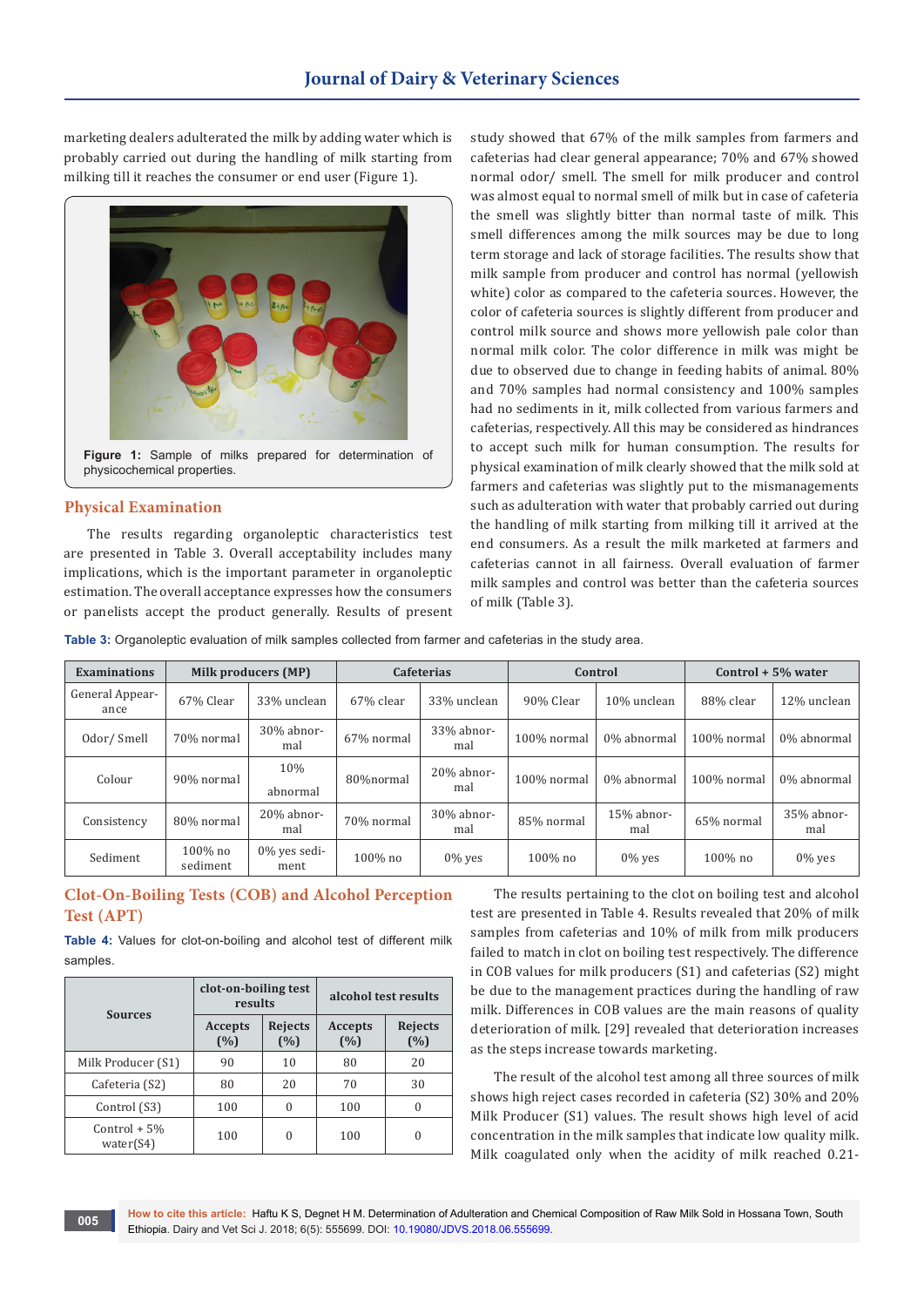marketing dealers adulterated the milk by adding water which is probably carried out during the handling of milk starting from milking till it reaches the consumer or end user (Figure 1).

**Figure 1:** Sample of milks prepared for determination of physicochemical properties.

## Physical Examination

The results regarding organoleptic characteristics test are presented in Table 3. Overall acceptability includes many implications, which is the important parameter in organoleptic estimation. The overall acceptance expresses how the consumers or panelists accept the product generally. Results of present study showed that 67% of the milk samples from farmers and cafeterias had clear general appearance; 70% and 67% showed normal odor/ smell. The smell for milk producer and control was almost equal to normal smell of milk but in case of cafeteria the smell was slightly bitter than normal taste of milk. This smell differences among the milk sources may be due to long term storage and lack of storage facilities. The results show that milk sample from producer and control has normal (yellowish white) color as compared to the cafeteria sources. However, the color of cafeteria sources is slightly different from producer and control milk source and shows more yellowish pale color than normal milk color. The color difference in milk was might be due to observed due to change in feeding habits of animal. 80% and 70% samples had normal consistency and 100% samples had no sediments in it, milk collected from various farmers and cafeterias, respectively. All this may be considered as hindrances to accept such milk for human consumption. The results for physical examination of milk clearly showed that the milk sold at farmers and cafeterias was slightly put to the mismanagements such as adulteration with water that probably carried out during the handling of milk starting from milking till it arrived at the end consumers. As a result the milk marketed at farmers and cafeterias cannot in all fairness. Overall evaluation of farmer milk samples and control was better than the cafeteria sources of milk (Table 3).

**Table 3:** Organoleptic evaluation of milk samples collected from farmer and cafeterias in the study area.

| Examinations | Milk producers (MP) | | Cafeterias | | Control | | Control + 5% water | |
|---|---|---|---|---|---|---|---|---|
| General Appearance | 67% Clear | 33% unclean | 67% clear | 33% unclean | 90% Clear | 10% unclean | 88% clear | 12% unclean |
| Odor/ Smell | 70% normal | 30% abnormal | 67% normal | 33% abnormal | 100% normal | 0% abnormal | 100% normal | 0% abnormal |
| Colour | 90% normal | 10% abnormal | 80%normal | 20% abnormal | 100% normal | 0% abnormal | 100% normal | 0% abnormal |
| Consistency | 80% normal | 20% abnormal | 70% normal | 30% abnormal | 85% normal | 15% abnormal | 65% normal | 35% abnormal |
| Sediment | 100% no sediment | 0% yes sediment | 100% no | 0% yes | 100% no | 0% yes | 100% no | 0% yes |

## Clot-On-Boiling Tests (COB) and Alcohol Perception Test (APT)

**Table 4:** Values for clot-on-boiling and alcohol test of different milk samples.

| Sources | clot-on-boiling test results | | alcohol test results | |
|---|---|---|---|---|
| | Accepts (%) | Rejects (%) | Accepts (%) | Rejects (%) |
| Milk Producer (S1) | 90 | 10 | 80 | 20 |
| Cafeteria (S2) | 80 | 20 | 70 | 30 |
| Control (S3) | 100 | 0 | 100 | 0 |
| Control + 5% water(S4) | 100 | 0 | 100 | 0 |

The results pertaining to the clot on boiling test and alcohol test are presented in Table 4. Results revealed that 20% of milk samples from cafeterias and 10% of milk from milk producers failed to match in clot on boiling test respectively. The difference in COB values for milk producers (S1) and cafeterias (S2) might be due to the management practices during the handling of raw milk. Differences in COB values are the main reasons of quality deterioration of milk. [29] revealed that deterioration increases as the steps increase towards marketing.

The result of the alcohol test among all three sources of milk shows high reject cases recorded in cafeteria (S2) 30% and 20% Milk Producer (S1) values. The result shows high level of acid concentration in the milk samples that indicate low quality milk. Milk coagulated only when the acidity of milk reached 0.21-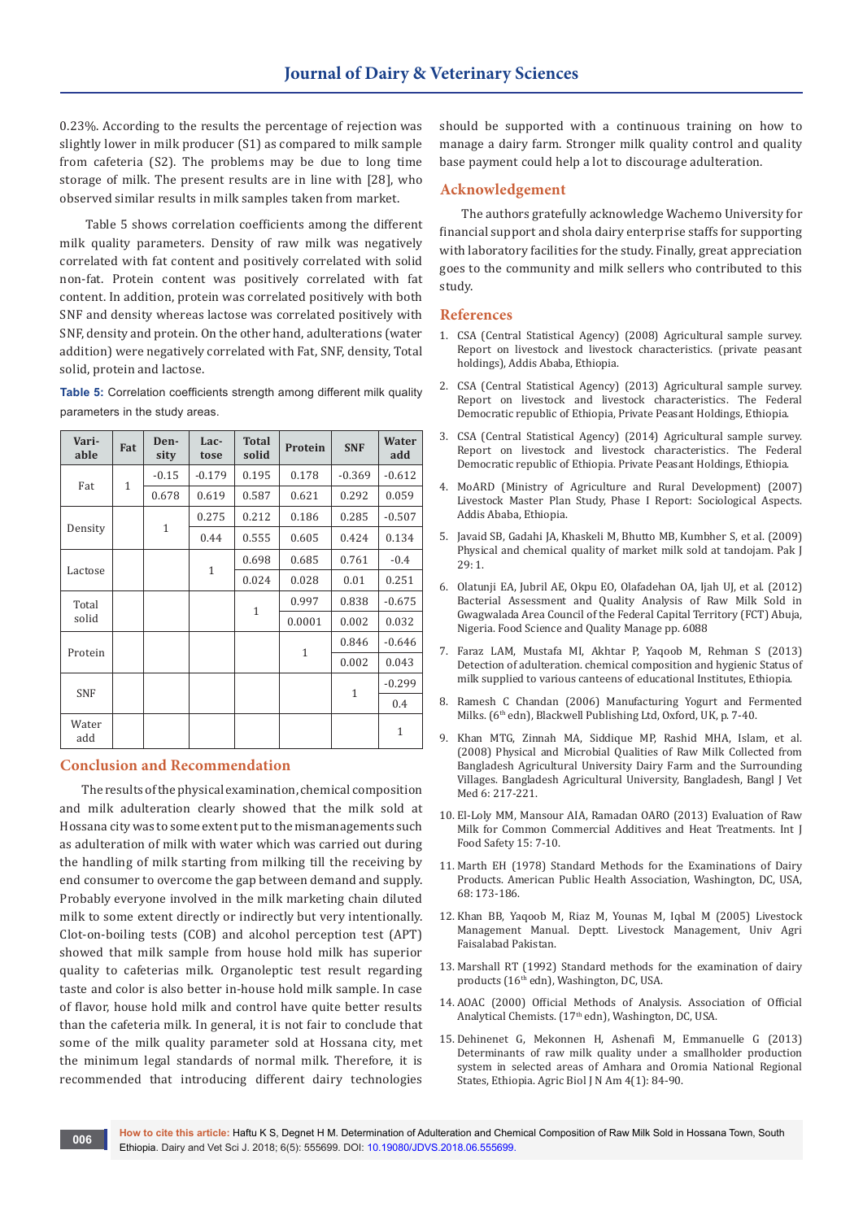0.23%. According to the results the percentage of rejection was slightly lower in milk producer (S1) as compared to milk sample from cafeteria (S2). The problems may be due to long time storage of milk. The present results are in line with [28], who observed similar results in milk samples taken from market.

Table 5 shows correlation coefficients among the different milk quality parameters. Density of raw milk was negatively correlated with fat content and positively correlated with solid non-fat. Protein content was positively correlated with fat content. In addition, protein was correlated positively with both SNF and density whereas lactose was correlated positively with SNF, density and protein. On the other hand, adulterations (water addition) were negatively correlated with Fat, SNF, density, Total solid, protein and lactose.

**Table 5:** Correlation coefficients strength among different milk quality parameters in the study areas.

| Variable | Fat | Density | Lactose | Total solid | Protein | SNF | Water add |
|---|---|---|---|---|---|---|---|
| Fat | 1 | -0.15 | -0.179 | 0.195 | 0.178 | -0.369 | -0.612 |
| | | 0.678 | 0.619 | 0.587 | 0.621 | 0.292 | 0.059 |
| Density | | 1 | 0.275 | 0.212 | 0.186 | 0.285 | -0.507 |
| | | | 0.44 | 0.555 | 0.605 | 0.424 | 0.134 |
| Lactose | | | 1 | 0.698 | 0.685 | 0.761 | -0.4 |
| | | | | 0.024 | 0.028 | 0.01 | 0.251 |
| Total solid | | | | 1 | 0.997 | 0.838 | -0.675 |
| | | | | | 0.0001 | 0.002 | 0.032 |
| Protein | | | | | 1 | 0.846 | -0.646 |
| | | | | | | 0.002 | 0.043 |
| SNF | | | | | | 1 | -0.299 |
| | | | | | | | 0.4 |
| Water add | | | | | | | 1 |

## Conclusion and Recommendation

The results of the physical examination, chemical composition and milk adulteration clearly showed that the milk sold at Hossana city was to some extent put to the mismanagements such as adulteration of milk with water which was carried out during the handling of milk starting from milking till the receiving by end consumer to overcome the gap between demand and supply. Probably everyone involved in the milk marketing chain diluted milk to some extent directly or indirectly but very intentionally. Clot-on-boiling tests (COB) and alcohol perception test (APT) showed that milk sample from house hold milk has superior quality to cafeterias milk. Organoleptic test result regarding taste and color is also better in-house hold milk sample. In case of flavor, house hold milk and control have quite better results than the cafeteria milk. In general, it is not fair to conclude that some of the milk quality parameter sold at Hossana city, met the minimum legal standards of normal milk. Therefore, it is recommended that introducing different dairy technologies should be supported with a continuous training on how to manage a dairy farm. Stronger milk quality control and quality base payment could help a lot to discourage adulteration.

## Acknowledgement

The authors gratefully acknowledge Wachemo University for financial support and shola dairy enterprise staffs for supporting with laboratory facilities for the study. Finally, great appreciation goes to the community and milk sellers who contributed to this study.

## References

1. CSA (Central Statistical Agency) (2008) Agricultural sample survey. Report on livestock and livestock characteristics. (private peasant holdings), Addis Ababa, Ethiopia.
2. CSA (Central Statistical Agency) (2013) Agricultural sample survey. Report on livestock and livestock characteristics. The Federal Democratic republic of Ethiopia, Private Peasant Holdings, Ethiopia.
3. CSA (Central Statistical Agency) (2014) Agricultural sample survey. Report on livestock and livestock characteristics. The Federal Democratic republic of Ethiopia. Private Peasant Holdings, Ethiopia.
4. MoARD (Ministry of Agriculture and Rural Development) (2007) Livestock Master Plan Study, Phase I Report: Sociological Aspects. Addis Ababa, Ethiopia.
5. Javaid SB, Gadahi JA, Khaskeli M, Bhutto MB, Kumbher S, et al. (2009) Physical and chemical quality of market milk sold at tandojam. Pak J 29: 1.
6. Olatunji EA, Jubril AE, Okpu EO, Olafadehan OA, Ijah UJ, et al. (2012) Bacterial Assessment and Quality Analysis of Raw Milk Sold in Gwagwalada Area Council of the Federal Capital Territory (FCT) Abuja, Nigeria. Food Science and Quality Manage pp. 6088
7. Faraz LAM, Mustafa MI, Akhtar P, Yaqoob M, Rehman S (2013) Detection of adulteration. chemical composition and hygienic Status of milk supplied to various canteens of educational Institutes, Ethiopia.
8. Ramesh C Chandan (2006) Manufacturing Yogurt and Fermented Milks. (6th edn), Blackwell Publishing Ltd, Oxford, UK, p. 7-40.
9. Khan MTG, Zinnah MA, Siddique MP, Rashid MHA, Islam, et al. (2008) Physical and Microbial Qualities of Raw Milk Collected from Bangladesh Agricultural University Dairy Farm and the Surrounding Villages. Bangladesh Agricultural University, Bangladesh, Bangl J Vet Med 6: 217-221.
10. El-Loly MM, Mansour AIA, Ramadan OARO (2013) Evaluation of Raw Milk for Common Commercial Additives and Heat Treatments. Int J Food Safety 15: 7-10.
11. Marth EH (1978) Standard Methods for the Examinations of Dairy Products. American Public Health Association, Washington, DC, USA, 68: 173-186.
12. Khan BB, Yaqoob M, Riaz M, Younas M, Iqbal M (2005) Livestock Management Manual. Deptt. Livestock Management, Univ Agri Faisalabad Pakistan.
13. Marshall RT (1992) Standard methods for the examination of dairy products (16th edn), Washington, DC, USA.
14. AOAC (2000) Official Methods of Analysis. Association of Official Analytical Chemists. (17th edn), Washington, DC, USA.
15. Dehinenet G, Mekonnen H, Ashenafi M, Emmanuelle G (2013) Determinants of raw milk quality under a smallholder production system in selected areas of Amhara and Oromia National Regional States, Ethiopia. Agric Biol J N Am 4(1): 84-90.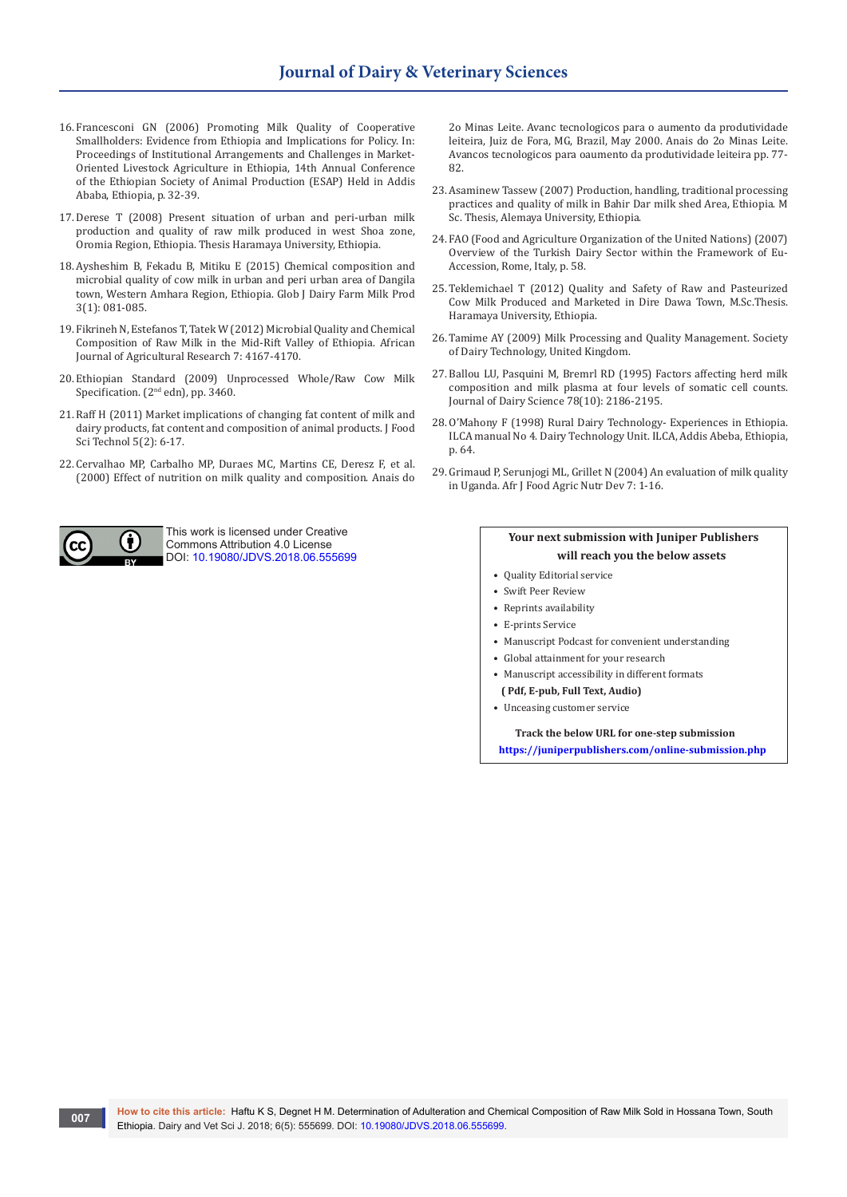16. Francesconi GN (2006) Promoting Milk Quality of Cooperative Smallholders: Evidence from Ethiopia and Implications for Policy. In: Proceedings of Institutional Arrangements and Challenges in Market-Oriented Livestock Agriculture in Ethiopia, 14th Annual Conference of the Ethiopian Society of Animal Production (ESAP) Held in Addis Ababa, Ethiopia, p. 32-39.
17. Derese T (2008) Present situation of urban and peri-urban milk production and quality of raw milk produced in west Shoa zone, Oromia Region, Ethiopia. Thesis Haramaya University, Ethiopia.
18. Aysheshim B, Fekadu B, Mitiku E (2015) Chemical composition and microbial quality of cow milk in urban and peri urban area of Dangila town, Western Amhara Region, Ethiopia. Glob J Dairy Farm Milk Prod 3(1): 081-085.
19. Fikrineh N, Estefanos T, Tatek W (2012) Microbial Quality and Chemical Composition of Raw Milk in the Mid-Rift Valley of Ethiopia. African Journal of Agricultural Research 7: 4167-4170.
20. Ethiopian Standard (2009) Unprocessed Whole/Raw Cow Milk Specification. (2nd edn), pp. 3460.
21. Raff H (2011) Market implications of changing fat content of milk and dairy products, fat content and composition of animal products. J Food Sci Technol 5(2): 6-17.
22. Cervalhao MP, Carbalho MP, Duraes MC, Martins CE, Deresz F, et al. (2000) Effect of nutrition on milk quality and composition. Anais do 2o Minas Leite. Avanc tecnologicos para o aumento da produtividade leiteira, Juiz de Fora, MG, Brazil, May 2000. Anais do 2o Minas Leite. Avancos tecnologicos para oaumento da produtividade leiteira pp. 77-82.
23. Asaminew Tassew (2007) Production, handling, traditional processing practices and quality of milk in Bahir Dar milk shed Area, Ethiopia. M Sc. Thesis, Alemaya University, Ethiopia.
24. FAO (Food and Agriculture Organization of the United Nations) (2007) Overview of the Turkish Dairy Sector within the Framework of Eu-Accession, Rome, Italy, p. 58.
25. Teklemichael T (2012) Quality and Safety of Raw and Pasteurized Cow Milk Produced and Marketed in Dire Dawa Town, M.Sc.Thesis. Haramaya University, Ethiopia.
26. Tamime AY (2009) Milk Processing and Quality Management. Society of Dairy Technology, United Kingdom.
27. Ballou LU, Pasquini M, Bremrl RD (1995) Factors affecting herd milk composition and milk plasma at four levels of somatic cell counts. Journal of Dairy Science 78(10): 2186-2195.
28. O'Mahony F (1998) Rural Dairy Technology- Experiences in Ethiopia. ILCA manual No 4. Dairy Technology Unit. ILCA, Addis Abeba, Ethiopia, p. 64.
29. Grimaud P, Serunjogi ML, Grillet N (2004) An evaluation of milk quality in Uganda. Afr J Food Agric Nutr Dev 7: 1-16.

This work is licensed under Creative Commons Attribution 4.0 License
DOI: 10.19080/JDVS.2018.06.555699

**Your next submission with Juniper Publishers will reach you the below assets**

- Quality Editorial service
- Swift Peer Review
- Reprints availability
- E-prints Service
- Manuscript Podcast for convenient understanding
- Global attainment for your research
- Manuscript accessibility in different formats

  **( Pdf, E-pub, Full Text, Audio)**
- Unceasing customer service

**Track the below URL for one-step submission**
https://juniperpublishers.com/online-submission.php

**How to cite this article:** Haftu K S, Degnet H M. Determination of Adulteration and Chemical Composition of Raw Milk Sold in Hossana Town, South Ethiopia. Dairy and Vet Sci J. 2018; 6(5): 555699. DOI: 10.19080/JDVS.2018.06.555699.